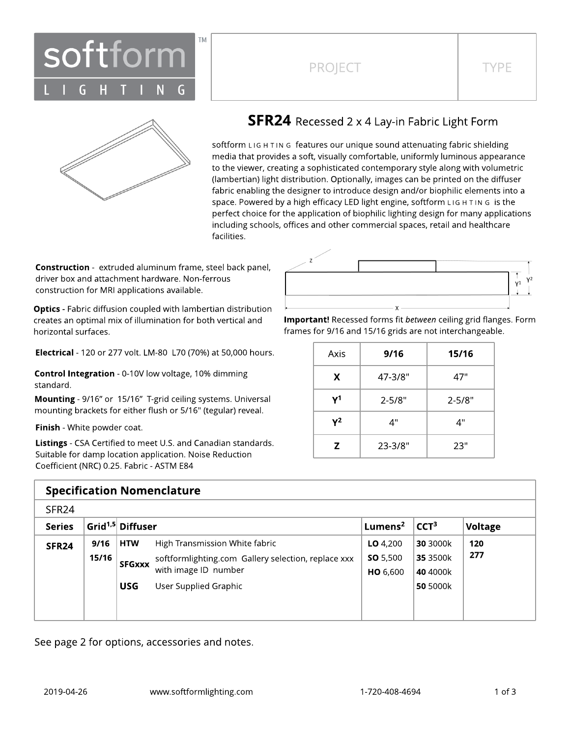softform LIGHTING™

| PROJECT | TYPE |
|---|---|
| | |

# SFR24 Recessed 2 x 4 Lay-in Fabric Light Form

softform LIGHTING features our unique sound attenuating fabric shielding media that provides a soft, visually comfortable, uniformly luminous appearance to the viewer, creating a sophisticated contemporary style along with volumetric (lambertian) light distribution. Optionally, images can be printed on the diffuser fabric enabling the designer to introduce design and/or biophilic elements into a space. Powered by a high efficacy LED light engine, softform LIGHTING is the perfect choice for the application of biophilic lighting design for many applications including schools, offices and other commercial spaces, retail and healthcare facilities.

**Construction** - extruded aluminum frame, steel back panel, driver box and attachment hardware. Non-ferrous construction for MRI applications available.

**Optics** - Fabric diffusion coupled with lambertian distribution creates an optimal mix of illumination for both vertical and horizontal surfaces.

**Electrical** - 120 or 277 volt. LM-80 L70 (70%) at 50,000 hours.

**Control Integration** - 0-10V low voltage, 10% dimming standard.

**Mounting** - 9/16" or 15/16" T-grid ceiling systems. Universal mounting brackets for either flush or 5/16" (tegular) reveal.

**Finish** - White powder coat.

**Listings** - CSA Certified to meet U.S. and Canadian standards. Suitable for damp location application. Noise Reduction Coefficient (NRC) 0.25. Fabric - ASTM E84

**Important!** Recessed forms fit *between* ceiling grid flanges. Form frames for 9/16 and 15/16 grids are not interchangeable.

| Axis | 9/16 | 15/16 |
|---|---|---|
| **X** | 47-3/8" | 47" |
| **Y[1]** | 2-5/8" | 2-5/8" |
| **Y[2]** | 4" | 4" |
| **Z** | 23-3/8" | 23" |

## Specification Nomenclature

SFR24

| Series | Grid[1,5] | Diffuser | | Lumens[2] | CCT[3] | Voltage |
|---|---|---|---|---|---|---|
| **SFR24** | **9/16** | **HTW** | High Transmission White fabric | **LO** 4,200 | **30** 3000k | **120** |
| | **15/16** | **SFGxxx** | softformlighting.com Gallery selection, replace xxx with image ID number | **SO** 5,500 | **35** 3500k | **277** |
| | | **USG** | User Supplied Graphic | **HO** 6,600 | **40** 4000k | |
| | | | | | **50** 5000k | |

See page 2 for options, accessories and notes.

2019-04-26 www.softformlighting.com 1-720-408-4694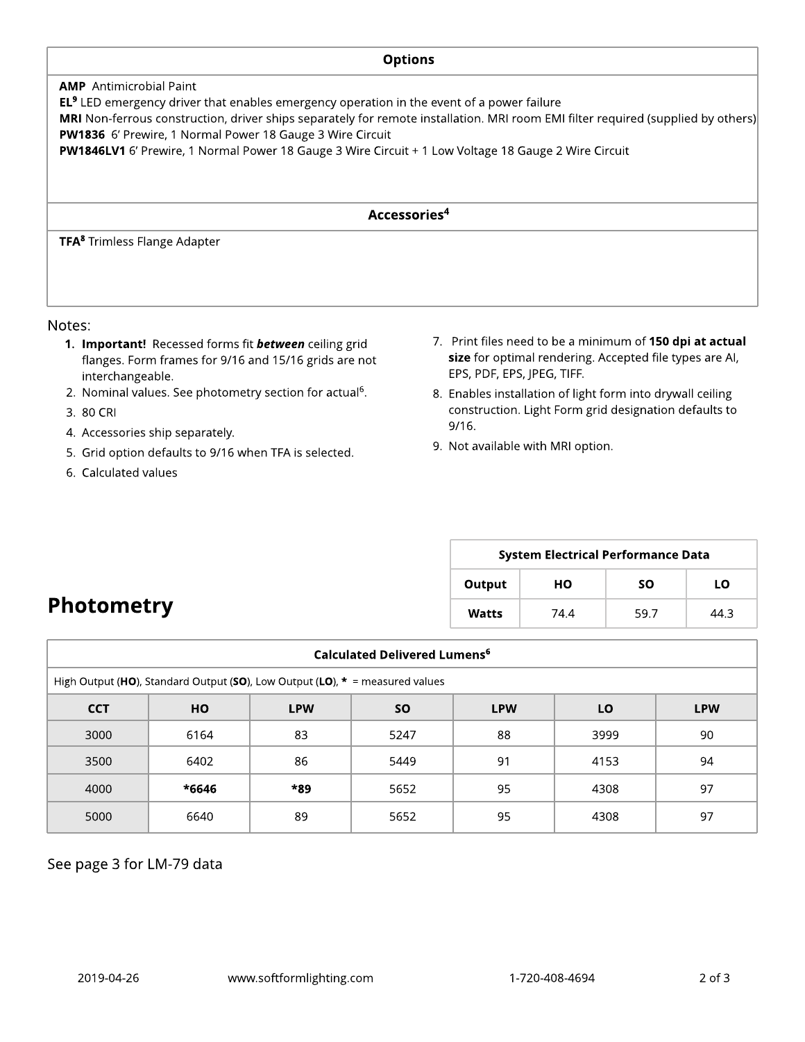| Options |
| --- |
| **AMP** Antimicrobial Paint<br>**EL**[9] LED emergency driver that enables emergency operation in the event of a power failure<br>**MRI** Non-ferrous construction, driver ships separately for remote installation. MRI room EMI filter required (supplied by others)<br>**PW1836** 6' Prewire, 1 Normal Power 18 Gauge 3 Wire Circuit<br>**PW1846LV1** 6' Prewire, 1 Normal Power 18 Gauge 3 Wire Circuit + 1 Low Voltage 18 Gauge 2 Wire Circuit |

| Accessories[4] |
| --- |
| **TFA**[8] Trimless Flange Adapter |

Notes:

1. **Important!** Recessed forms fit ***between*** ceiling grid flanges. Form frames for 9/16 and 15/16 grids are not interchangeable.
2. Nominal values. See photometry section for actual[6].
3. 80 CRI
4. Accessories ship separately.
5. Grid option defaults to 9/16 when TFA is selected.
6. Calculated values
7. Print files need to be a minimum of **150 dpi at actual size** for optimal rendering. Accepted file types are AI, EPS, PDF, EPS, JPEG, TIFF.
8. Enables installation of light form into drywall ceiling construction. Light Form grid designation defaults to 9/16.
9. Not available with MRI option.

## Photometry

| System Electrical Performance Data | | | |
| --- | --- | --- | --- |
| **Output** | **HO** | **SO** | **LO** |
| **Watts** | 74.4 | 59.7 | 44.3 |

| Calculated Delivered Lumens[6] | | | | | | |
| --- | --- | --- | --- | --- | --- | --- |
| High Output (**HO**), Standard Output (**SO**), Low Output (**LO**), **\*** = measured values | | | | | | |
| **CCT** | **HO** | **LPW** | **SO** | **LPW** | **LO** | **LPW** |
| 3000 | 6164 | 83 | 5247 | 88 | 3999 | 90 |
| 3500 | 6402 | 86 | 5449 | 91 | 4153 | 94 |
| 4000 | **\*6646** | **\*89** | 5652 | 95 | 4308 | 97 |
| 5000 | 6640 | 89 | 5652 | 95 | 4308 | 97 |

See page 3 for LM-79 data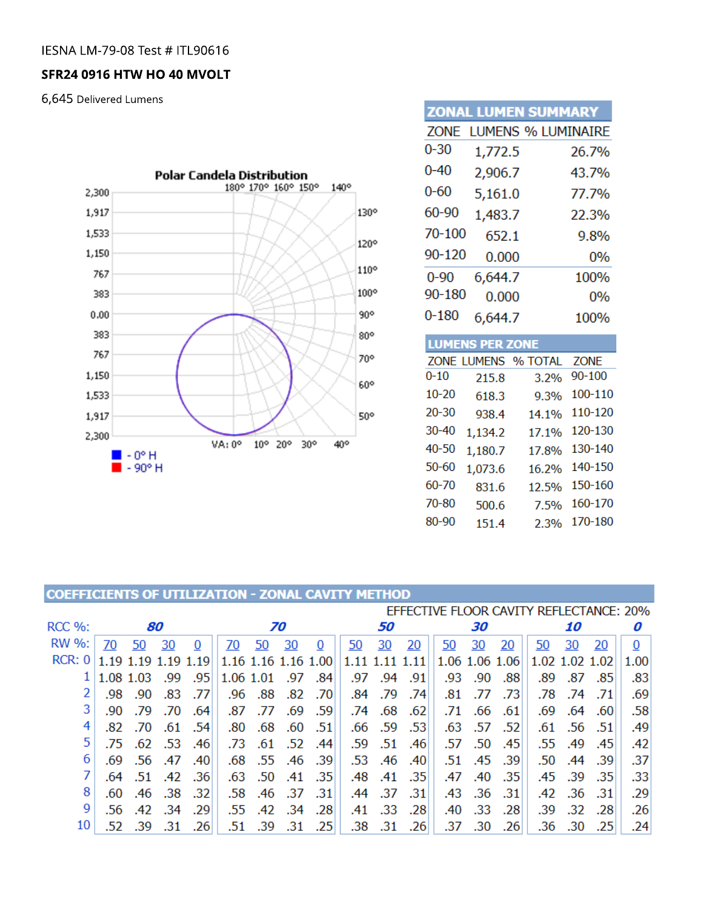IESNA LM-79-08 Test # ITL90616

**SFR24 0916 HTW HO 40 MVOLT**

6,645 Delivered Lumens

Polar Candela Distribution

180° 170° 160° 150° 140°

130°
120°
110°
100°
90°
80°
70°
60°
50°

2,300
1,917
1,533
1,150
767
383
0.00
383
767
1,150
1,533
1,917
2,300

VA: 0° 10° 20° 30° 40°

- 0° H
- 90° H

**ZONAL LUMEN SUMMARY**

| ZONE | LUMENS | % LUMINAIRE |
|---|---|---|
| 0-30 | 1,772.5 | 26.7% |
| 0-40 | 2,906.7 | 43.7% |
| 0-60 | 5,161.0 | 77.7% |
| 60-90 | 1,483.7 | 22.3% |
| 70-100 | 652.1 | 9.8% |
| 90-120 | 0.000 | 0% |
| 0-90 | 6,644.7 | 100% |
| 90-180 | 0.000 | 0% |
| 0-180 | 6,644.7 | 100% |

**LUMENS PER ZONE**

| ZONE | LUMENS | % TOTAL | ZONE |
|---|---|---|---|
| 0-10 | 215.8 | 3.2% | 90-100 |
| 10-20 | 618.3 | 9.3% | 100-110 |
| 20-30 | 938.4 | 14.1% | 110-120 |
| 30-40 | 1,134.2 | 17.1% | 120-130 |
| 40-50 | 1,180.7 | 17.8% | 130-140 |
| 50-60 | 1,073.6 | 16.2% | 140-150 |
| 60-70 | 831.6 | 12.5% | 150-160 |
| 70-80 | 500.6 | 7.5% | 160-170 |
| 80-90 | 151.4 | 2.3% | 170-180 |

**COEFFICIENTS OF UTILIZATION - ZONAL CAVITY METHOD**

EFFECTIVE FLOOR CAVITY REFLECTANCE: 20%

| RCC %: | 80 | | | | 70 | | | | 50 | | | 30 | | | 10 | | | 0 |
|---|---|---|---|---|---|---|---|---|---|---|---|---|---|---|---|---|---|---|
| RW %: | 70 | 50 | 30 | 0 | 70 | 50 | 30 | 0 | 50 | 30 | 20 | 50 | 30 | 20 | 50 | 30 | 20 | 0 |
| RCR: 0 | 1.19 | 1.19 | 1.19 | 1.19 | 1.16 | 1.16 | 1.16 | 1.00 | 1.11 | 1.11 | 1.11 | 1.06 | 1.06 | 1.06 | 1.02 | 1.02 | 1.02 | 1.00 |
| 1 | 1.08 | 1.03 | .99 | .95 | 1.06 | 1.01 | .97 | .84 | .97 | .94 | .91 | .93 | .90 | .88 | .89 | .87 | .85 | .83 |
| 2 | .98 | .90 | .83 | .77 | .96 | .88 | .82 | .70 | .84 | .79 | .74 | .81 | .77 | .73 | .78 | .74 | .71 | .69 |
| 3 | .90 | .79 | .70 | .64 | .87 | .77 | .69 | .59 | .74 | .68 | .62 | .71 | .66 | .61 | .69 | .64 | .60 | .58 |
| 4 | .82 | .70 | .61 | .54 | .80 | .68 | .60 | .51 | .66 | .59 | .53 | .63 | .57 | .52 | .61 | .56 | .51 | .49 |
| 5 | .75 | .62 | .53 | .46 | .73 | .61 | .52 | .44 | .59 | .51 | .46 | .57 | .50 | .45 | .55 | .49 | .45 | .42 |
| 6 | .69 | .56 | .47 | .40 | .68 | .55 | .46 | .39 | .53 | .46 | .40 | .51 | .45 | .39 | .50 | .44 | .39 | .37 |
| 7 | .64 | .51 | .42 | .36 | .63 | .50 | .41 | .35 | .48 | .41 | .35 | .47 | .40 | .35 | .45 | .39 | .35 | .33 |
| 8 | .60 | .46 | .38 | .32 | .58 | .46 | .37 | .31 | .44 | .37 | .31 | .43 | .36 | .31 | .42 | .36 | .31 | .29 |
| 9 | .56 | .42 | .34 | .29 | .55 | .42 | .34 | .28 | .41 | .33 | .28 | .40 | .33 | .28 | .39 | .32 | .28 | .26 |
| 10 | .52 | .39 | .31 | .26 | .51 | .39 | .31 | .25 | .38 | .31 | .26 | .37 | .30 | .26 | .36 | .30 | .25 | .24 |